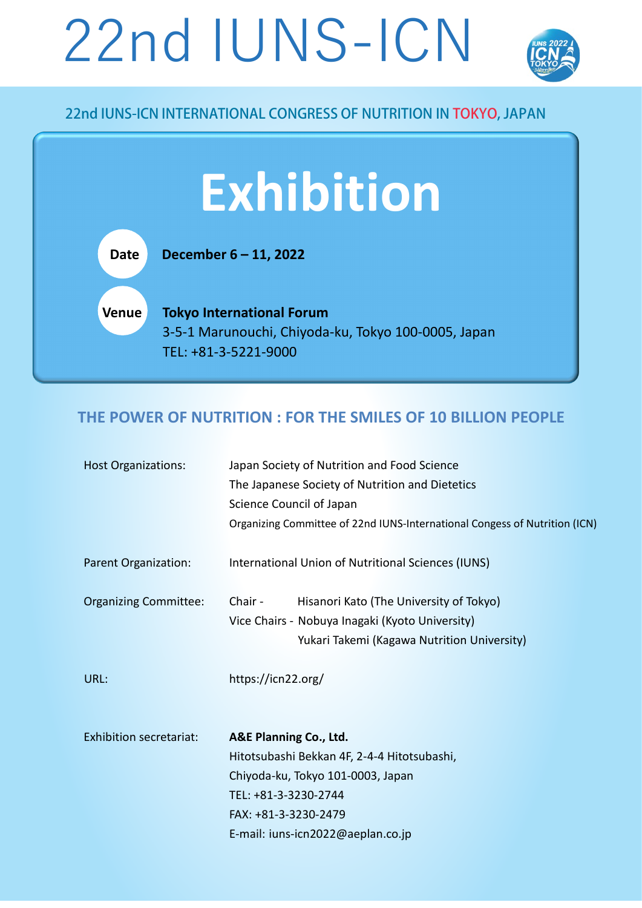# 22nd IUNS-ICN

## 22nd IUNS-ICN INTERNATIONAL CONGRESS OF NUTRITION IN TOKYO, JAPAN

# Exhibition

**Date** **December 6 – 11, 2022**

**Venue** **Tokyo International Forum**
3-5-1 Marunouchi, Chiyoda-ku, Tokyo 100-0005, Japan
TEL: +81-3-5221-9000

## THE POWER OF NUTRITION : FOR THE SMILES OF 10 BILLION PEOPLE

| | |
|---|---|
| Host Organizations: | Japan Society of Nutrition and Food Science<br>The Japanese Society of Nutrition and Dietetics<br>Science Council of Japan<br>Organizing Committee of 22nd IUNS-International Congress of Nutrition (ICN) |
| Parent Organization: | International Union of Nutritional Sciences (IUNS) |
| Organizing Committee: | Chair - Hisanori Kato (The University of Tokyo)<br>Vice Chairs - Nobuya Inagaki (Kyoto University)<br>Yukari Takemi (Kagawa Nutrition University) |
| URL: | https://icn22.org/ |
| Exhibition secretariat: | **A&E Planning Co., Ltd.**<br>Hitotsubashi Bekkan 4F, 2-4-4 Hitotsubashi,<br>Chiyoda-ku, Tokyo 101-0003, Japan<br>TEL: +81-3-3230-2744<br>FAX: +81-3-3230-2479<br>E-mail: iuns-icn2022@aeplan.co.jp |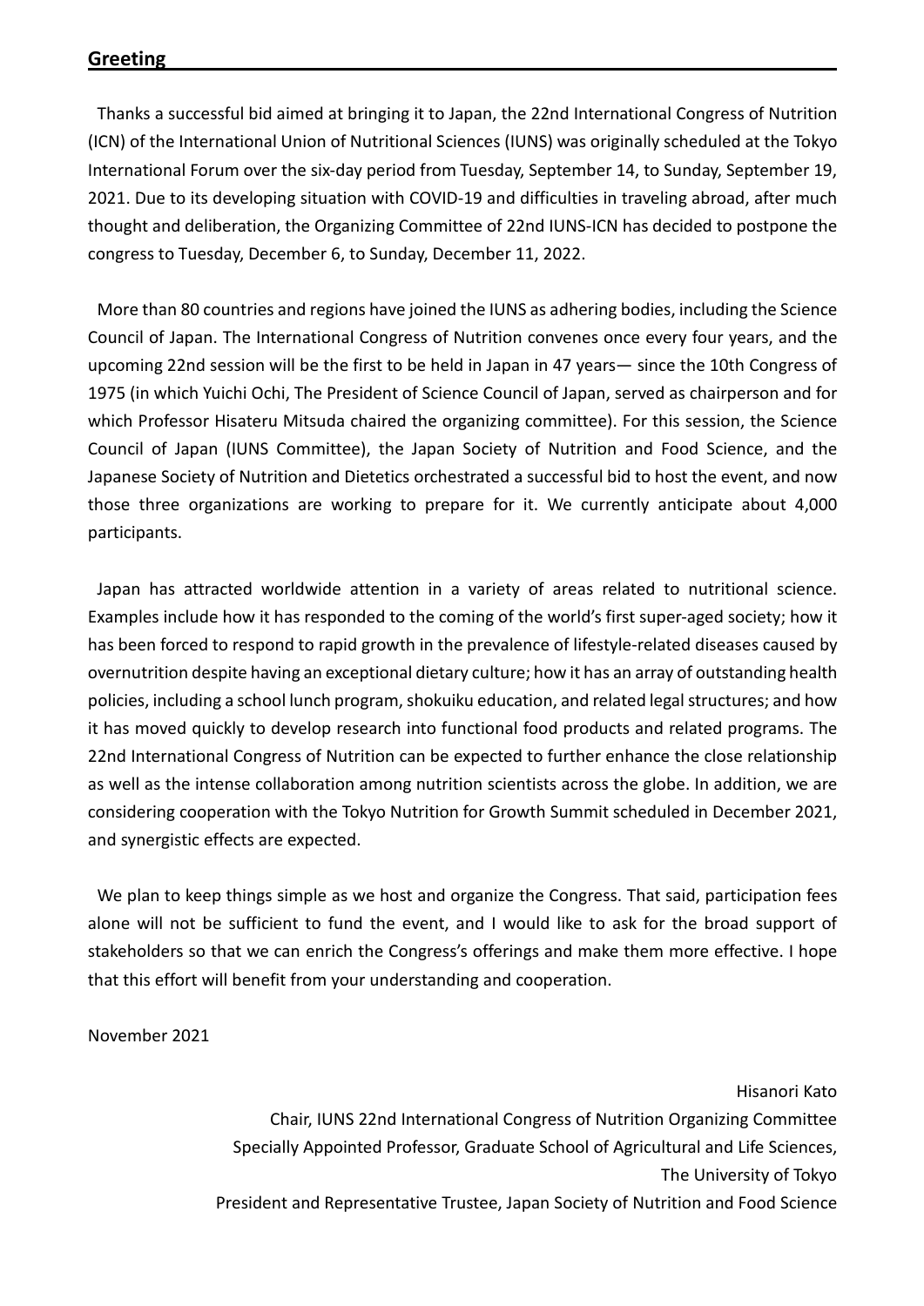## Greeting

Thanks a successful bid aimed at bringing it to Japan, the 22nd International Congress of Nutrition (ICN) of the International Union of Nutritional Sciences (IUNS) was originally scheduled at the Tokyo International Forum over the six-day period from Tuesday, September 14, to Sunday, September 19, 2021. Due to its developing situation with COVID-19 and difficulties in traveling abroad, after much thought and deliberation, the Organizing Committee of 22nd IUNS-ICN has decided to postpone the congress to Tuesday, December 6, to Sunday, December 11, 2022.

More than 80 countries and regions have joined the IUNS as adhering bodies, including the Science Council of Japan. The International Congress of Nutrition convenes once every four years, and the upcoming 22nd session will be the first to be held in Japan in 47 years— since the 10th Congress of 1975 (in which Yuichi Ochi, The President of Science Council of Japan, served as chairperson and for which Professor Hisateru Mitsuda chaired the organizing committee). For this session, the Science Council of Japan (IUNS Committee), the Japan Society of Nutrition and Food Science, and the Japanese Society of Nutrition and Dietetics orchestrated a successful bid to host the event, and now those three organizations are working to prepare for it. We currently anticipate about 4,000 participants.

Japan has attracted worldwide attention in a variety of areas related to nutritional science. Examples include how it has responded to the coming of the world's first super-aged society; how it has been forced to respond to rapid growth in the prevalence of lifestyle-related diseases caused by overnutrition despite having an exceptional dietary culture; how it has an array of outstanding health policies, including a school lunch program, shokuiku education, and related legal structures; and how it has moved quickly to develop research into functional food products and related programs. The 22nd International Congress of Nutrition can be expected to further enhance the close relationship as well as the intense collaboration among nutrition scientists across the globe. In addition, we are considering cooperation with the Tokyo Nutrition for Growth Summit scheduled in December 2021, and synergistic effects are expected.

We plan to keep things simple as we host and organize the Congress. That said, participation fees alone will not be sufficient to fund the event, and I would like to ask for the broad support of stakeholders so that we can enrich the Congress's offerings and make them more effective. I hope that this effort will benefit from your understanding and cooperation.

November 2021

Hisanori Kato
Chair, IUNS 22nd International Congress of Nutrition Organizing Committee
Specially Appointed Professor, Graduate School of Agricultural and Life Sciences, The University of Tokyo
President and Representative Trustee, Japan Society of Nutrition and Food Science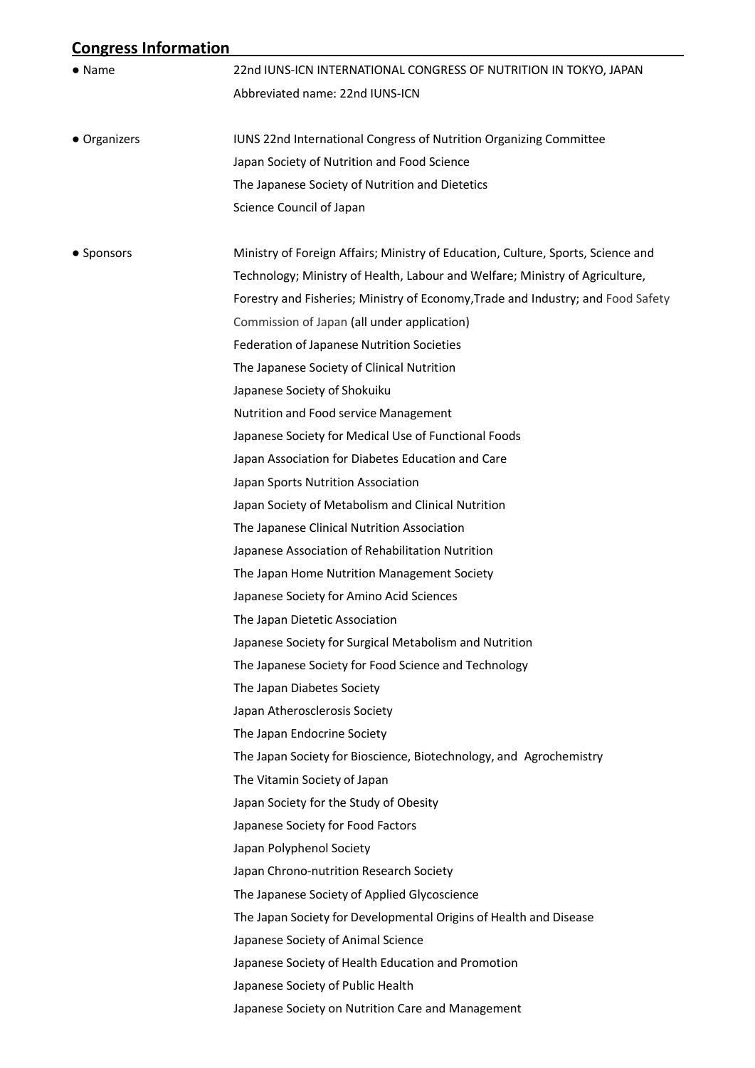## Congress Information

- **Name**
  22nd IUNS-ICN INTERNATIONAL CONGRESS OF NUTRITION IN TOKYO, JAPAN
  Abbreviated name: 22nd IUNS-ICN

- **Organizers**
  IUNS 22nd International Congress of Nutrition Organizing Committee
  Japan Society of Nutrition and Food Science
  The Japanese Society of Nutrition and Dietetics
  Science Council of Japan

- **Sponsors**
  Ministry of Foreign Affairs; Ministry of Education, Culture, Sports, Science and Technology; Ministry of Health, Labour and Welfare; Ministry of Agriculture, Forestry and Fisheries; Ministry of Economy,Trade and Industry; and Food Safety Commission of Japan (all under application)
  Federation of Japanese Nutrition Societies
  The Japanese Society of Clinical Nutrition
  Japanese Society of Shokuiku
  Nutrition and Food service Management
  Japanese Society for Medical Use of Functional Foods
  Japan Association for Diabetes Education and Care
  Japan Sports Nutrition Association
  Japan Society of Metabolism and Clinical Nutrition
  The Japanese Clinical Nutrition Association
  Japanese Association of Rehabilitation Nutrition
  The Japan Home Nutrition Management Society
  Japanese Society for Amino Acid Sciences
  The Japan Dietetic Association
  Japanese Society for Surgical Metabolism and Nutrition
  The Japanese Society for Food Science and Technology
  The Japan Diabetes Society
  Japan Atherosclerosis Society
  The Japan Endocrine Society
  The Japan Society for Bioscience, Biotechnology, and Agrochemistry
  The Vitamin Society of Japan
  Japan Society for the Study of Obesity
  Japanese Society for Food Factors
  Japan Polyphenol Society
  Japan Chrono-nutrition Research Society
  The Japanese Society of Applied Glycoscience
  The Japan Society for Developmental Origins of Health and Disease
  Japanese Society of Animal Science
  Japanese Society of Health Education and Promotion
  Japanese Society of Public Health
  Japanese Society on Nutrition Care and Management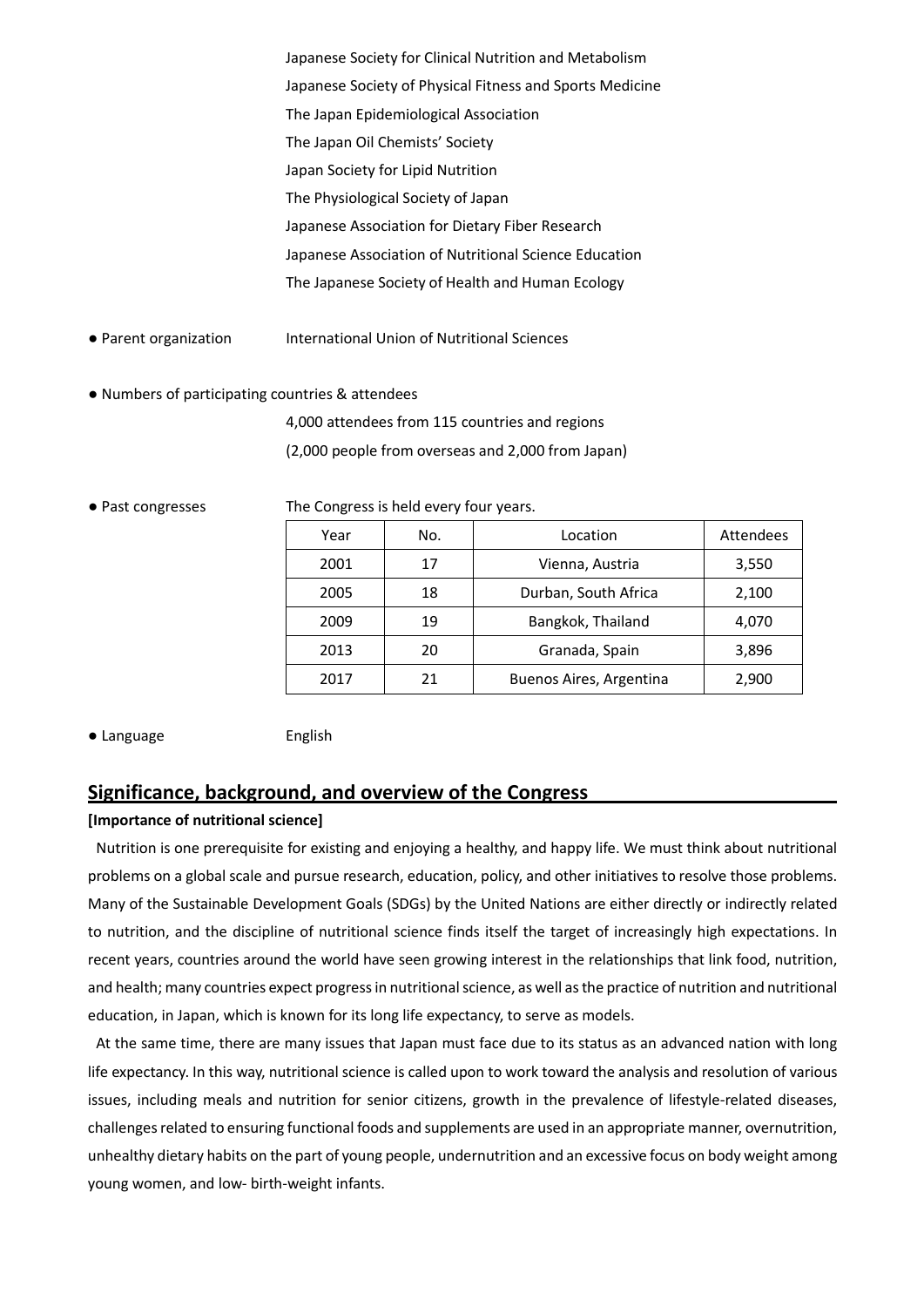Japanese Society for Clinical Nutrition and Metabolism
Japanese Society of Physical Fitness and Sports Medicine
The Japan Epidemiological Association
The Japan Oil Chemists' Society
Japan Society for Lipid Nutrition
The Physiological Society of Japan
Japanese Association for Dietary Fiber Research
Japanese Association of Nutritional Science Education
The Japanese Society of Health and Human Ecology

- Parent organization: International Union of Nutritional Sciences

- Numbers of participating countries & attendees

  4,000 attendees from 115 countries and regions
  (2,000 people from overseas and 2,000 from Japan)

- Past congresses: The Congress is held every four years.

| Year | No. | Location | Attendees |
|---|---|---|---|
| 2001 | 17 | Vienna, Austria | 3,550 |
| 2005 | 18 | Durban, South Africa | 2,100 |
| 2009 | 19 | Bangkok, Thailand | 4,070 |
| 2013 | 20 | Granada, Spain | 3,896 |
| 2017 | 21 | Buenos Aires, Argentina | 2,900 |

- Language: English

## Significance, background, and overview of the Congress

**[Importance of nutritional science]**

Nutrition is one prerequisite for existing and enjoying a healthy, and happy life. We must think about nutritional problems on a global scale and pursue research, education, policy, and other initiatives to resolve those problems. Many of the Sustainable Development Goals (SDGs) by the United Nations are either directly or indirectly related to nutrition, and the discipline of nutritional science finds itself the target of increasingly high expectations. In recent years, countries around the world have seen growing interest in the relationships that link food, nutrition, and health; many countries expect progress in nutritional science, as well as the practice of nutrition and nutritional education, in Japan, which is known for its long life expectancy, to serve as models.

At the same time, there are many issues that Japan must face due to its status as an advanced nation with long life expectancy. In this way, nutritional science is called upon to work toward the analysis and resolution of various issues, including meals and nutrition for senior citizens, growth in the prevalence of lifestyle-related diseases, challenges related to ensuring functional foods and supplements are used in an appropriate manner, overnutrition, unhealthy dietary habits on the part of young people, undernutrition and an excessive focus on body weight among young women, and low- birth-weight infants.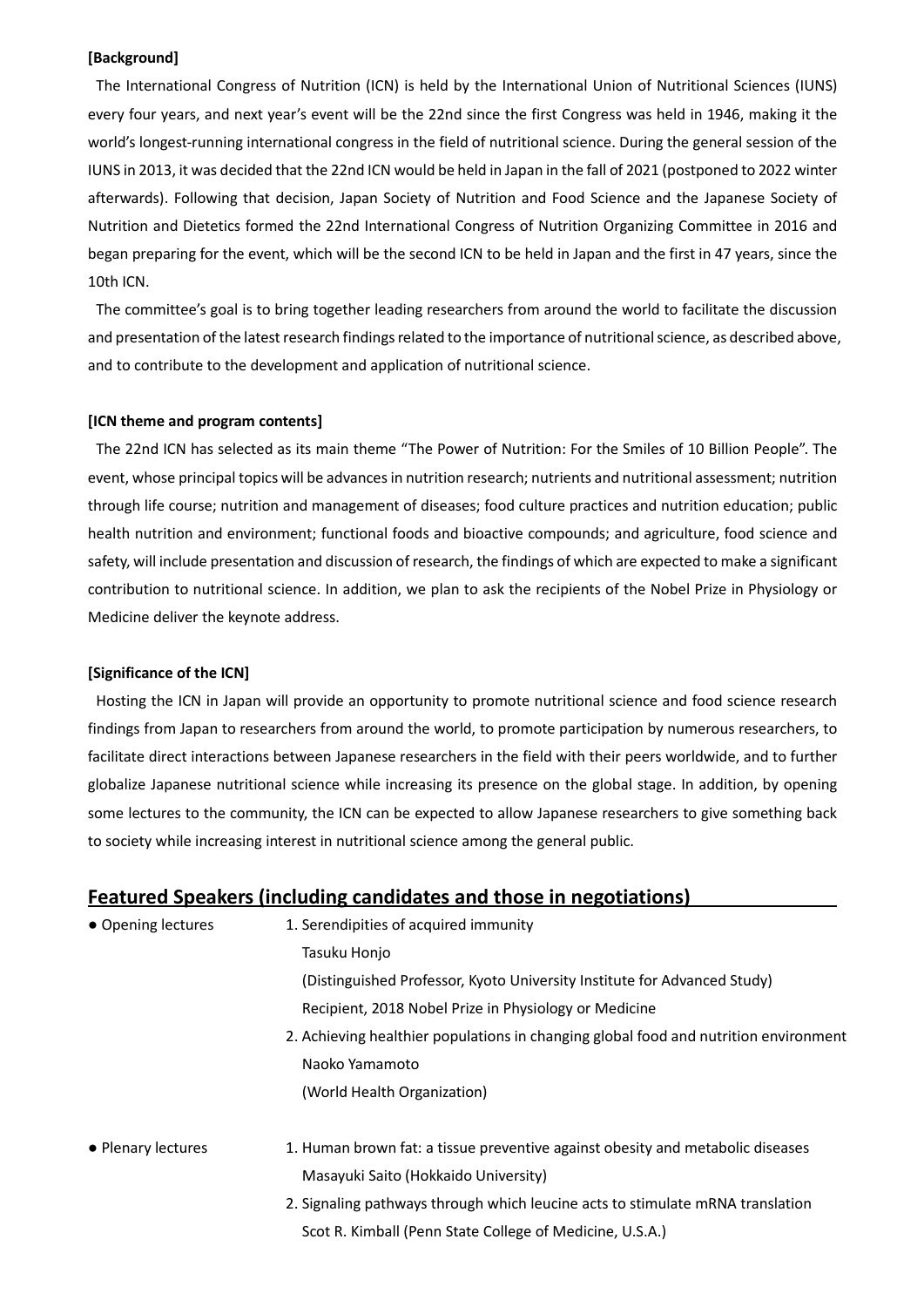**[Background]**

The International Congress of Nutrition (ICN) is held by the International Union of Nutritional Sciences (IUNS) every four years, and next year's event will be the 22nd since the first Congress was held in 1946, making it the world's longest-running international congress in the field of nutritional science. During the general session of the IUNS in 2013, it was decided that the 22nd ICN would be held in Japan in the fall of 2021 (postponed to 2022 winter afterwards). Following that decision, Japan Society of Nutrition and Food Science and the Japanese Society of Nutrition and Dietetics formed the 22nd International Congress of Nutrition Organizing Committee in 2016 and began preparing for the event, which will be the second ICN to be held in Japan and the first in 47 years, since the 10th ICN.

The committee's goal is to bring together leading researchers from around the world to facilitate the discussion and presentation of the latest research findings related to the importance of nutritional science, as described above, and to contribute to the development and application of nutritional science.

**[ICN theme and program contents]**

The 22nd ICN has selected as its main theme "The Power of Nutrition: For the Smiles of 10 Billion People". The event, whose principal topics will be advances in nutrition research; nutrients and nutritional assessment; nutrition through life course; nutrition and management of diseases; food culture practices and nutrition education; public health nutrition and environment; functional foods and bioactive compounds; and agriculture, food science and safety, will include presentation and discussion of research, the findings of which are expected to make a significant contribution to nutritional science. In addition, we plan to ask the recipients of the Nobel Prize in Physiology or Medicine deliver the keynote address.

**[Significance of the ICN]**

Hosting the ICN in Japan will provide an opportunity to promote nutritional science and food science research findings from Japan to researchers from around the world, to promote participation by numerous researchers, to facilitate direct interactions between Japanese researchers in the field with their peers worldwide, and to further globalize Japanese nutritional science while increasing its presence on the global stage. In addition, by opening some lectures to the community, the ICN can be expected to allow Japanese researchers to give something back to society while increasing interest in nutritional science among the general public.

## Featured Speakers (including candidates and those in negotiations)

● Opening lectures

1. Serendipities of acquired immunity
   Tasuku Honjo
   (Distinguished Professor, Kyoto University Institute for Advanced Study)
   Recipient, 2018 Nobel Prize in Physiology or Medicine
2. Achieving healthier populations in changing global food and nutrition environment
   Naoko Yamamoto
   (World Health Organization)

● Plenary lectures

1. Human brown fat: a tissue preventive against obesity and metabolic diseases
   Masayuki Saito (Hokkaido University)
2. Signaling pathways through which leucine acts to stimulate mRNA translation
   Scot R. Kimball (Penn State College of Medicine, U.S.A.)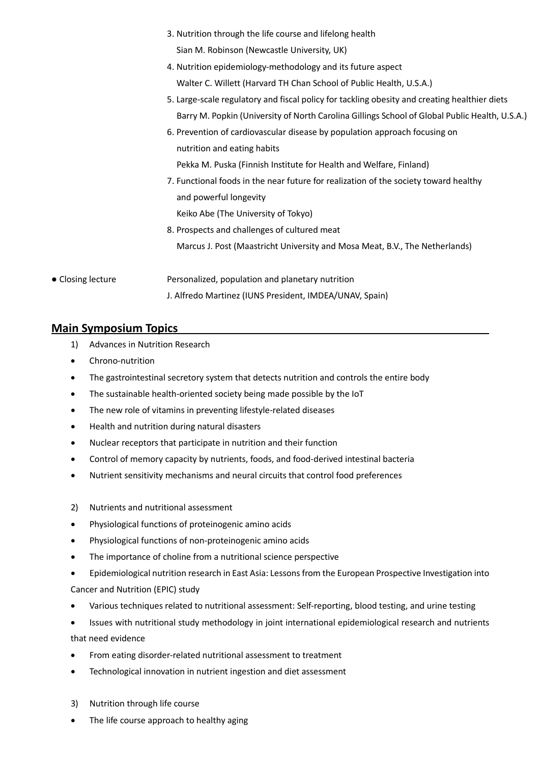3. Nutrition through the life course and lifelong health
   Sian M. Robinson (Newcastle University, UK)
4. Nutrition epidemiology-methodology and its future aspect
   Walter C. Willett (Harvard TH Chan School of Public Health, U.S.A.)
5. Large-scale regulatory and fiscal policy for tackling obesity and creating healthier diets
   Barry M. Popkin (University of North Carolina Gillings School of Global Public Health, U.S.A.)
6. Prevention of cardiovascular disease by population approach focusing on nutrition and eating habits
   Pekka M. Puska (Finnish Institute for Health and Welfare, Finland)
7. Functional foods in the near future for realization of the society toward healthy and powerful longevity
   Keiko Abe (The University of Tokyo)
8. Prospects and challenges of cultured meat
   Marcus J. Post (Maastricht University and Mosa Meat, B.V., The Netherlands)

● Closing lecture — Personalized, population and planetary nutrition
J. Alfredo Martinez (IUNS President, IMDEA/UNAV, Spain)

## Main Symposium Topics

1) Advances in Nutrition Research

- Chrono-nutrition
- The gastrointestinal secretory system that detects nutrition and controls the entire body
- The sustainable health-oriented society being made possible by the IoT
- The new role of vitamins in preventing lifestyle-related diseases
- Health and nutrition during natural disasters
- Nuclear receptors that participate in nutrition and their function
- Control of memory capacity by nutrients, foods, and food-derived intestinal bacteria
- Nutrient sensitivity mechanisms and neural circuits that control food preferences

2) Nutrients and nutritional assessment

- Physiological functions of proteinogenic amino acids
- Physiological functions of non-proteinogenic amino acids
- The importance of choline from a nutritional science perspective
- Epidemiological nutrition research in East Asia: Lessons from the European Prospective Investigation into Cancer and Nutrition (EPIC) study
- Various techniques related to nutritional assessment: Self-reporting, blood testing, and urine testing
- Issues with nutritional study methodology in joint international epidemiological research and nutrients that need evidence
- From eating disorder-related nutritional assessment to treatment
- Technological innovation in nutrient ingestion and diet assessment

3) Nutrition through life course

- The life course approach to healthy aging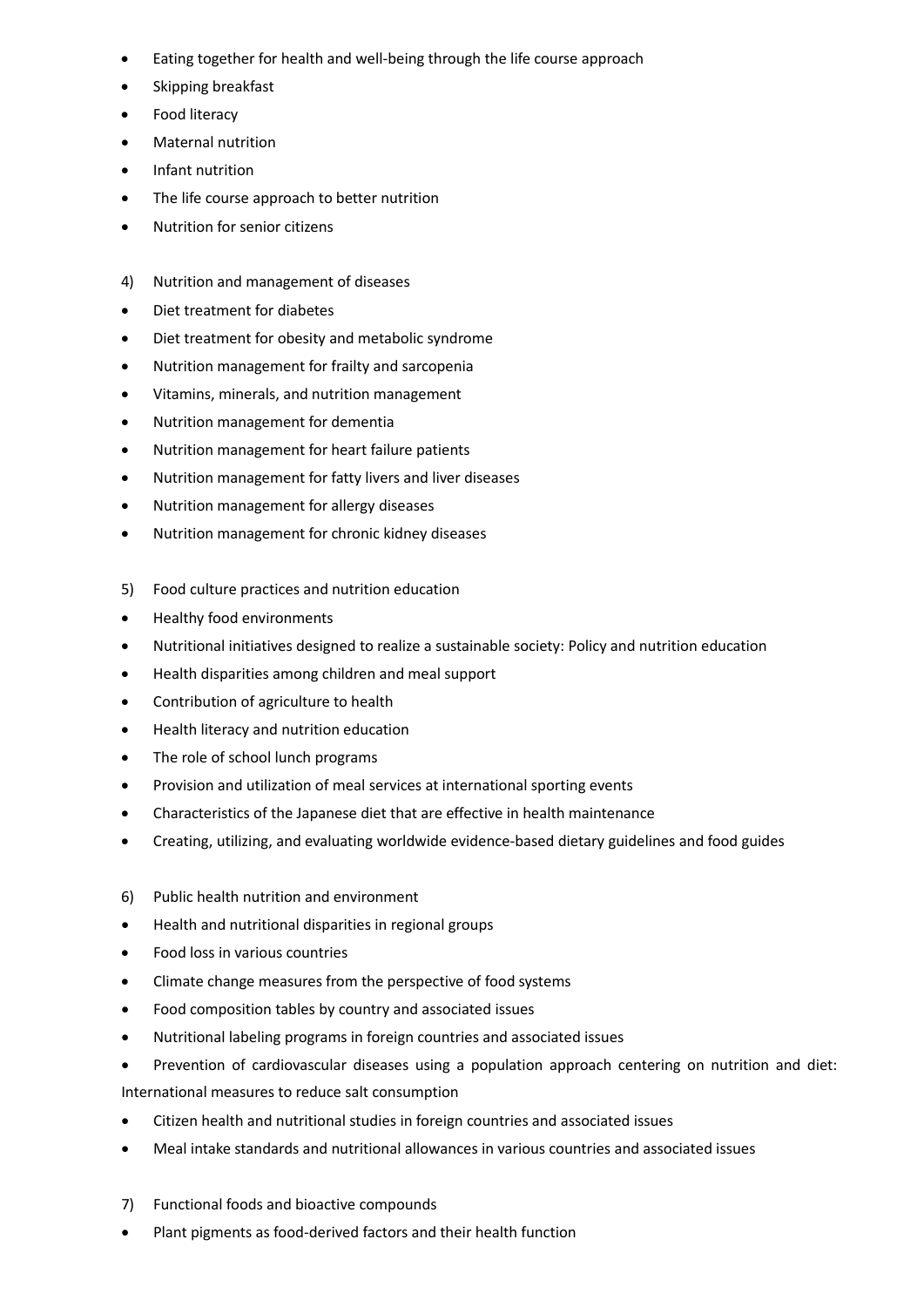- Eating together for health and well-being through the life course approach
- Skipping breakfast
- Food literacy
- Maternal nutrition
- Infant nutrition
- The life course approach to better nutrition
- Nutrition for senior citizens

4) Nutrition and management of diseases

- Diet treatment for diabetes
- Diet treatment for obesity and metabolic syndrome
- Nutrition management for frailty and sarcopenia
- Vitamins, minerals, and nutrition management
- Nutrition management for dementia
- Nutrition management for heart failure patients
- Nutrition management for fatty livers and liver diseases
- Nutrition management for allergy diseases
- Nutrition management for chronic kidney diseases

5) Food culture practices and nutrition education

- Healthy food environments
- Nutritional initiatives designed to realize a sustainable society: Policy and nutrition education
- Health disparities among children and meal support
- Contribution of agriculture to health
- Health literacy and nutrition education
- The role of school lunch programs
- Provision and utilization of meal services at international sporting events
- Characteristics of the Japanese diet that are effective in health maintenance
- Creating, utilizing, and evaluating worldwide evidence-based dietary guidelines and food guides

6) Public health nutrition and environment

- Health and nutritional disparities in regional groups
- Food loss in various countries
- Climate change measures from the perspective of food systems
- Food composition tables by country and associated issues
- Nutritional labeling programs in foreign countries and associated issues
- Prevention of cardiovascular diseases using a population approach centering on nutrition and diet: International measures to reduce salt consumption
- Citizen health and nutritional studies in foreign countries and associated issues
- Meal intake standards and nutritional allowances in various countries and associated issues

7) Functional foods and bioactive compounds

- Plant pigments as food-derived factors and their health function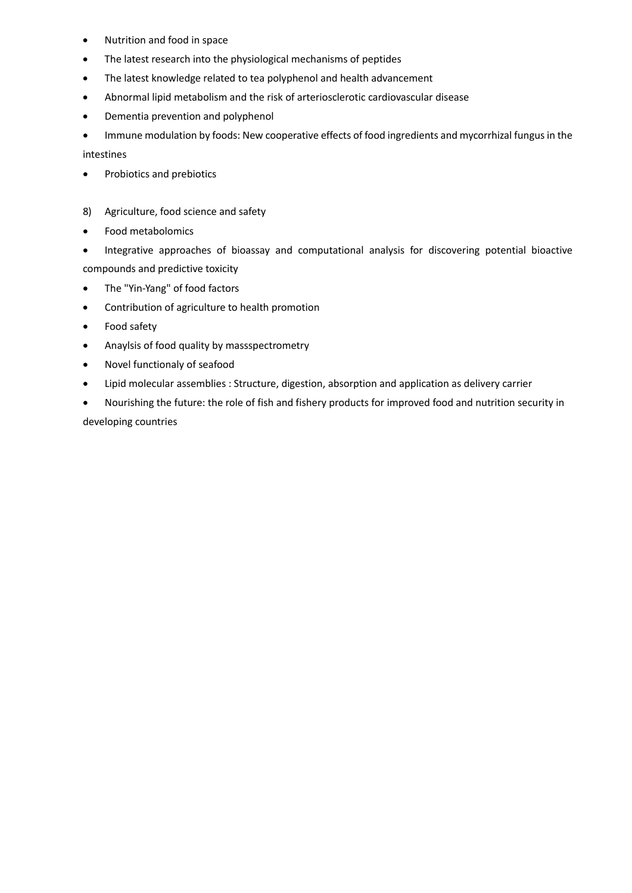- Nutrition and food in space
- The latest research into the physiological mechanisms of peptides
- The latest knowledge related to tea polyphenol and health advancement
- Abnormal lipid metabolism and the risk of arteriosclerotic cardiovascular disease
- Dementia prevention and polyphenol
- Immune modulation by foods: New cooperative effects of food ingredients and mycorrhizal fungus in the intestines
- Probiotics and prebiotics

8) Agriculture, food science and safety

- Food metabolomics
- Integrative approaches of bioassay and computational analysis for discovering potential bioactive compounds and predictive toxicity
- The "Yin-Yang" of food factors
- Contribution of agriculture to health promotion
- Food safety
- Anaylsis of food quality by massspectrometry
- Novel functionaly of seafood
- Lipid molecular assemblies : Structure, digestion, absorption and application as delivery carrier
- Nourishing the future: the role of fish and fishery products for improved food and nutrition security in developing countries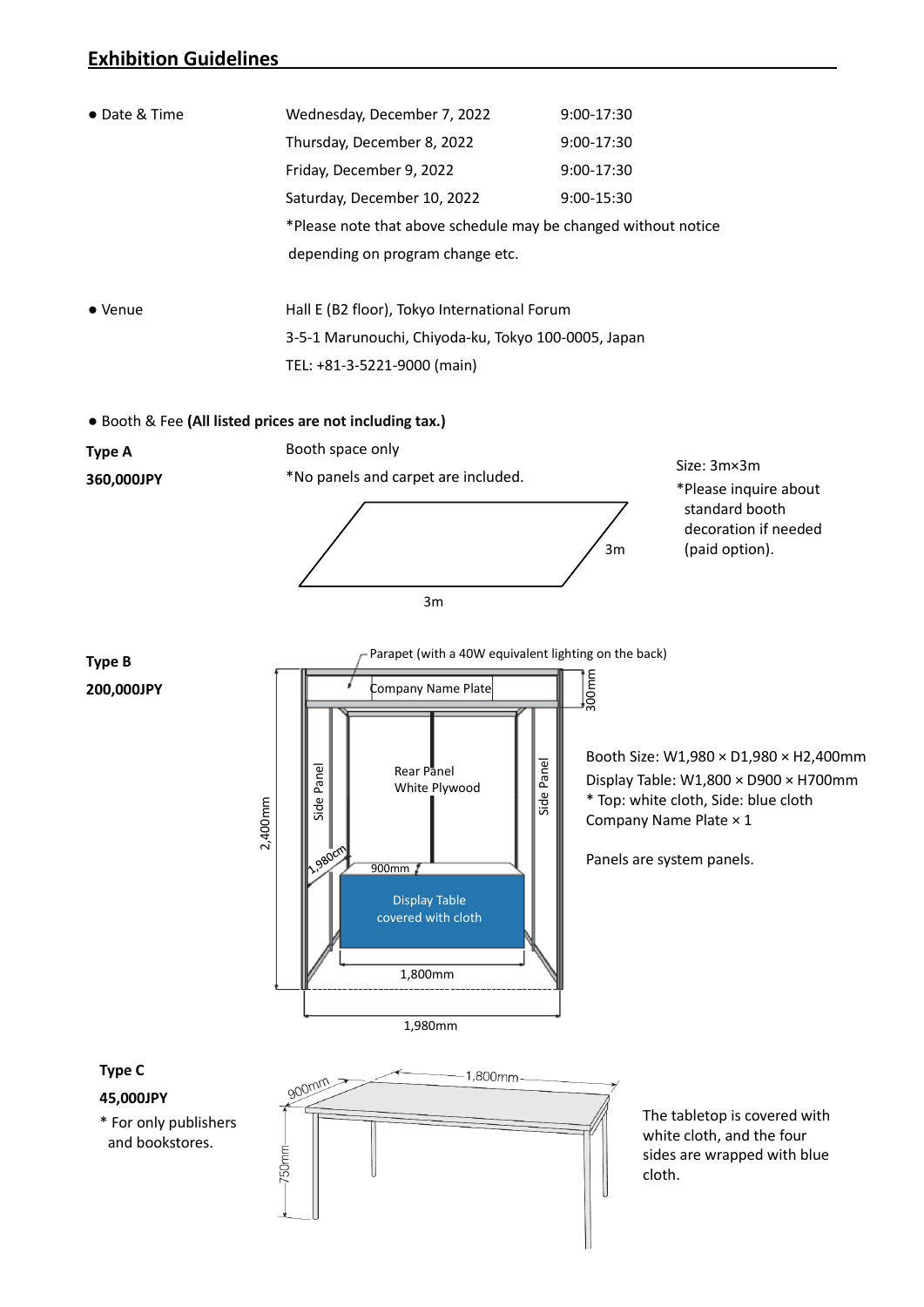## Exhibition Guidelines

- Date & Time

| | | |
|---|---|---|
| | Wednesday, December 7, 2022 | 9:00-17:30 |
| | Thursday, December 8, 2022 | 9:00-17:30 |
| | Friday, December 9, 2022 | 9:00-17:30 |
| | Saturday, December 10, 2022 | 9:00-15:30 |

*Please note that above schedule may be changed without notice depending on program change etc.

- Venue

Hall E (B2 floor), Tokyo International Forum
3-5-1 Marunouchi, Chiyoda-ku, Tokyo 100-0005, Japan
TEL: +81-3-5221-9000 (main)

- Booth & Fee **(All listed prices are not including tax.)**

**Type A**
**360,000JPY**

Booth space only
*No panels and carpet are included.

3m
3m

Size: 3m×3m
*Please inquire about standard booth decoration if needed (paid option).

**Type B**
**200,000JPY**

Parapet (with a 40W equivalent lighting on the back)
Company Name Plate
300mm
Side Panel
Rear Panel White Plywood
Side Panel
2,400mm
1,980cm
900mm
Display Table covered with cloth
1,800mm
1,980mm

Booth Size: W1,980 × D1,980 × H2,400mm
Display Table: W1,800 × D900 × H700mm
* Top: white cloth, Side: blue cloth
Company Name Plate × 1

Panels are system panels.

**Type C**
**45,000JPY**
* For only publishers and bookstores.

900mm
1,800mm
750mm

The tabletop is covered with white cloth, and the four sides are wrapped with blue cloth.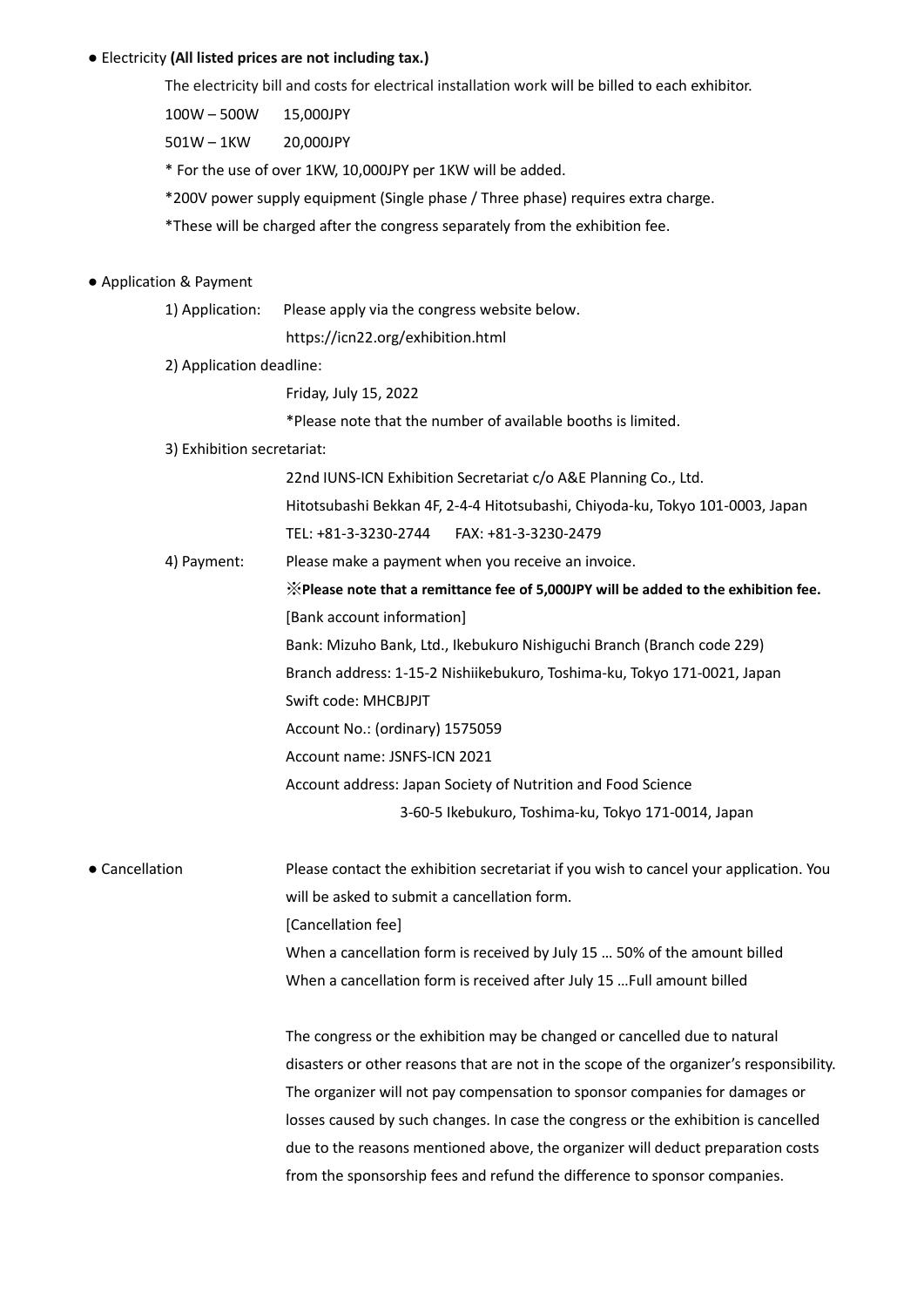● Electricity **(All listed prices are not including tax.)**

The electricity bill and costs for electrical installation work will be billed to each exhibitor.

100W – 500W 15,000JPY

501W – 1KW 20,000JPY

* For the use of over 1KW, 10,000JPY per 1KW will be added.

*200V power supply equipment (Single phase / Three phase) requires extra charge.

*These will be charged after the congress separately from the exhibition fee.

● Application & Payment

1) Application: Please apply via the congress website below.
https://icn22.org/exhibition.html

2) Application deadline:
Friday, July 15, 2022
*Please note that the number of available booths is limited.

3) Exhibition secretariat:
22nd IUNS-ICN Exhibition Secretariat c/o A&E Planning Co., Ltd.
Hitotsubashi Bekkan 4F, 2-4-4 Hitotsubashi, Chiyoda-ku, Tokyo 101-0003, Japan
TEL: +81-3-3230-2744 FAX: +81-3-3230-2479

4) Payment: Please make a payment when you receive an invoice.
**※Please note that a remittance fee of 5,000JPY will be added to the exhibition fee.**
[Bank account information]
Bank: Mizuho Bank, Ltd., Ikebukuro Nishiguchi Branch (Branch code 229)
Branch address: 1-15-2 Nishiikebukuro, Toshima-ku, Tokyo 171-0021, Japan
Swift code: MHCBJPJT
Account No.: (ordinary) 1575059
Account name: JSNFS-ICN 2021
Account address: Japan Society of Nutrition and Food Science
3-60-5 Ikebukuro, Toshima-ku, Tokyo 171-0014, Japan

● Cancellation

Please contact the exhibition secretariat if you wish to cancel your application. You will be asked to submit a cancellation form.

[Cancellation fee]

When a cancellation form is received by July 15 … 50% of the amount billed

When a cancellation form is received after July 15 …Full amount billed

The congress or the exhibition may be changed or cancelled due to natural disasters or other reasons that are not in the scope of the organizer's responsibility. The organizer will not pay compensation to sponsor companies for damages or losses caused by such changes. In case the congress or the exhibition is cancelled due to the reasons mentioned above, the organizer will deduct preparation costs from the sponsorship fees and refund the difference to sponsor companies.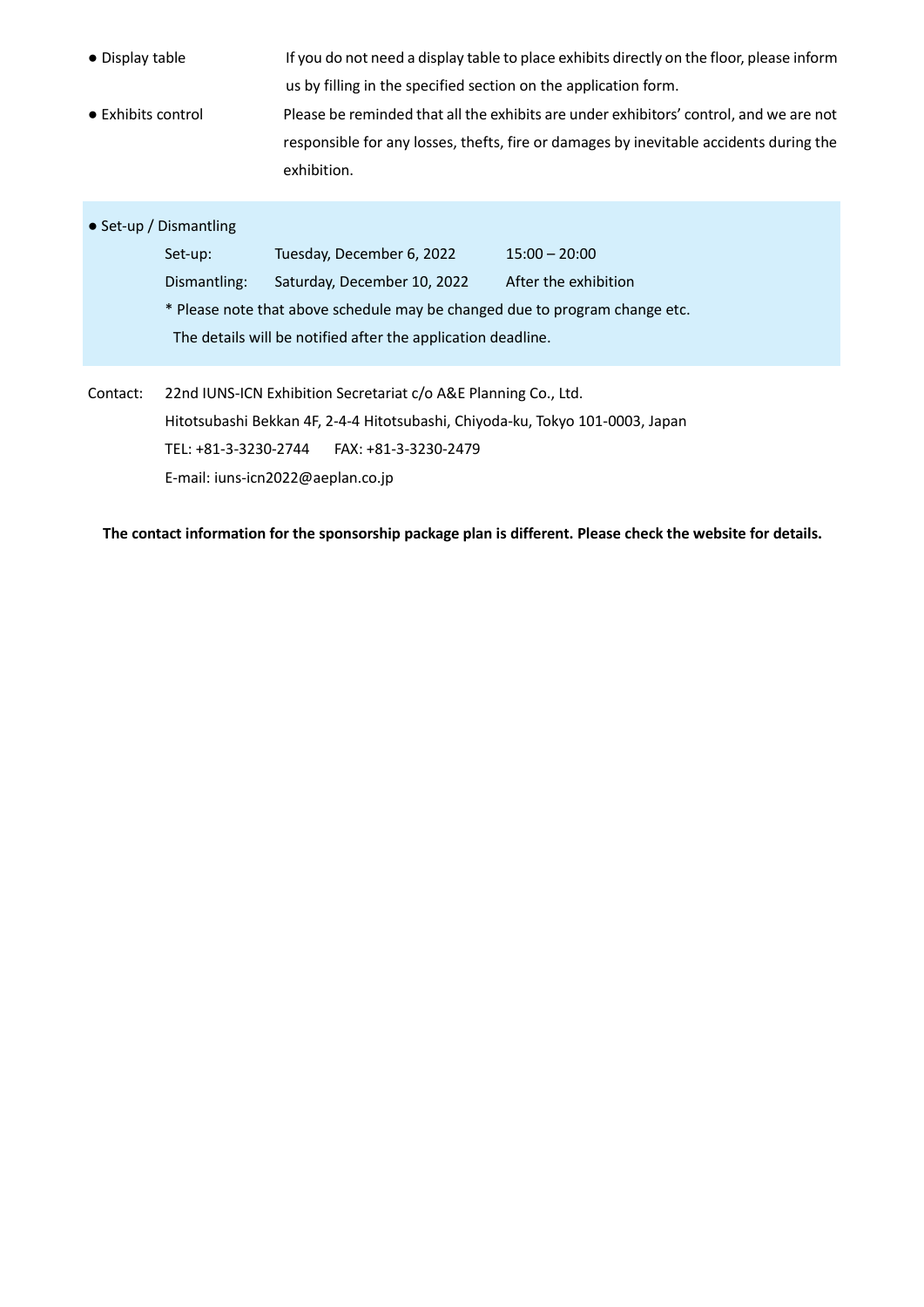- **Display table** — If you do not need a display table to place exhibits directly on the floor, please inform us by filling in the specified section on the application form.
- **Exhibits control** — Please be reminded that all the exhibits are under exhibitors' control, and we are not responsible for any losses, thefts, fire or damages by inevitable accidents during the exhibition.

- **Set-up / Dismantling**

| | | |
|---|---|---|
| Set-up: | Tuesday, December 6, 2022 | 15:00 – 20:00 |
| Dismantling: | Saturday, December 10, 2022 | After the exhibition |

\* Please note that above schedule may be changed due to program change etc.
The details will be notified after the application deadline.

Contact: 22nd IUNS-ICN Exhibition Secretariat c/o A&E Planning Co., Ltd.
Hitotsubashi Bekkan 4F, 2-4-4 Hitotsubashi, Chiyoda-ku, Tokyo 101-0003, Japan
TEL: +81-3-3230-2744 FAX: +81-3-3230-2479
E-mail: iuns-icn2022@aeplan.co.jp

**The contact information for the sponsorship package plan is different. Please check the website for details.**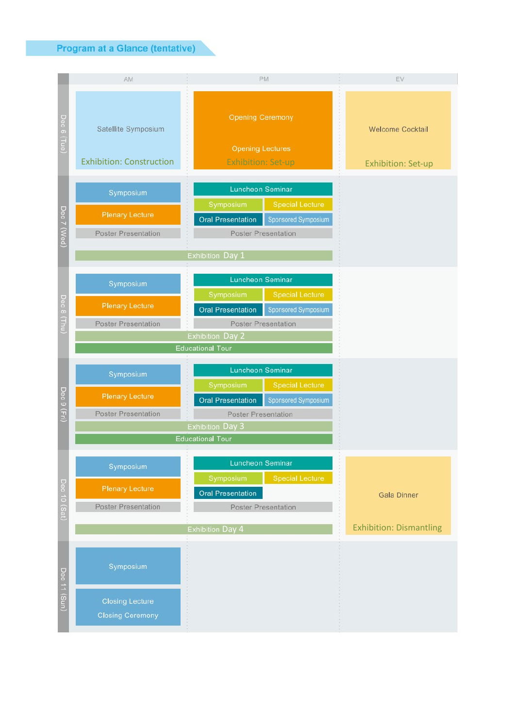## Program at a Glance (tentative)

| | AM | PM | EV |
|---|---|---|---|
| Dec 6 (Tue) | Satellite Symposium<br>Exhibition: Construction | Opening Ceremony<br>Opening Lectures<br>Exhibition: Set-up | Welcome Cocktail<br>Exhibition: Set-up |
| Dec 7 (Wed) | Symposium<br>Plenary Lecture<br>Poster Presentation | Luncheon Seminar<br>Symposium / Special Lecture<br>Oral Presentation / Sponsored Symposium<br>Poster Presentation | |
| | Exhibition Day 1 | | |
| Dec 8 (Thu) | Symposium<br>Plenary Lecture<br>Poster Presentation | Luncheon Seminar<br>Symposium / Special Lecture<br>Oral Presentation / Sponsored Symposium<br>Poster Presentation | |
| | Exhibition Day 2<br>Educational Tour | | |
| Dec 9 (Fri) | Symposium<br>Plenary Lecture<br>Poster Presentation | Luncheon Seminar<br>Symposium / Special Lecture<br>Oral Presentation / Sponsored Symposium<br>Poster Presentation | |
| | Exhibition Day 3<br>Educational Tour | | |
| Dec 10 (Sat) | Symposium<br>Plenary Lecture<br>Poster Presentation | Luncheon Seminar<br>Symposium / Special Lecture<br>Oral Presentation<br>Poster Presentation | Gala Dinner<br>Exhibition: Dismantling |
| | Exhibition Day 4 | | |
| Dec 11 (Sun) | Symposium<br>Closing Lecture<br>Closing Ceremony | | |